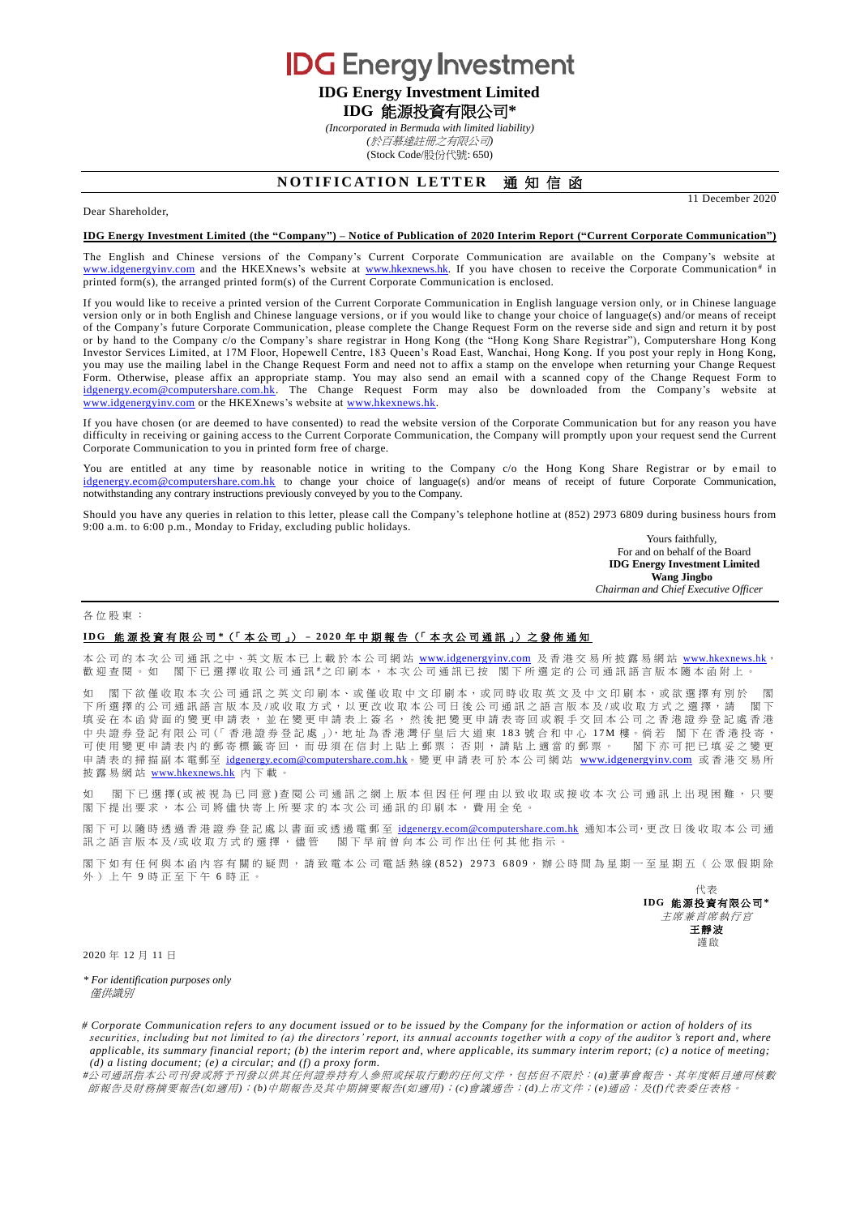# IDG Energy Investment

**IDG Energy Investment Limited**

**IDG 能源投資有限公司\***

*(Incorporated in Bermuda with limited liability)*

*(於百慕達註冊之有限公司)*

(Stock Code/股份代號: 650)

## NOTIFICATION LETTER 通知信函

Dear Shareholder,

11 December 2020

**IDG Energy Investment Limited (the "Company") – Notice of Publication of 2020 Interim Report ("Current Corporate Communication")**

The English and Chinese versions of the Company's Current Corporate Communication are available on the Company's website at www.idgenergyinv.com and the HKEXnews's website at www.hkexnews.hk. If you have chosen to receive the Corporate Communication# in printed form(s), the arranged printed form(s) of the Current Corporate Communication is enclosed.

If you would like to receive a printed version of the Current Corporate Communication in English language version only, or in Chinese language version only or in both English and Chinese language versions, or if you would like to change your choice of language(s) and/or means of receipt of the Company's future Corporate Communication, please complete the Change Request Form on the reverse side and sign and return it by post or by hand to the Company c/o the Company's share registrar in Hong Kong (the "Hong Kong Share Registrar"), Computershare Hong Kong Investor Services Limited, at 17M Floor, Hopewell Centre, 183 Queen's Road East, Wanchai, Hong Kong. If you post your reply in Hong Kong, you may use the mailing label in the Change Request Form and need not to affix a stamp on the envelope when returning your Change Request Form. Otherwise, please affix an appropriate stamp. You may also send an email with a scanned copy of the Change Request Form to idgenergy.ecom@computershare.com.hk. The Change Request Form may also be downloaded from the Company's website at www.idgenergyinv.com or the HKEXnews's website at www.hkexnews.hk.

If you have chosen (or are deemed to have consented) to read the website version of the Corporate Communication but for any reason you have difficulty in receiving or gaining access to the Current Corporate Communication, the Company will promptly upon your request send the Current Corporate Communication to you in printed form free of charge.

You are entitled at any time by reasonable notice in writing to the Company c/o the Hong Kong Share Registrar or by email to idgenergy.ecom@computershare.com.hk to change your choice of language(s) and/or means of receipt of future Corporate Communication, notwithstanding any contrary instructions previously conveyed by you to the Company.

Should you have any queries in relation to this letter, please call the Company's telephone hotline at (852) 2973 6809 during business hours from 9:00 a.m. to 6:00 p.m., Monday to Friday, excluding public holidays.

Yours faithfully,
For and on behalf of the Board
**IDG Energy Investment Limited**
**Wang Jingbo**
*Chairman and Chief Executive Officer*

---

各位股東：

**IDG 能源投資有限公司\*（「本公司」）– 2020 年中期報告（「本次公司通訊」）之發佈通知**

本公司的本次公司通訊之中、英文版本已上載於本公司網站 www.idgenergyinv.com 及香港交易所披露易網站 www.hkexnews.hk，歡迎查閱。如 閣下已選擇收取公司通訊#之印刷本，本次公司通訊已按 閣下所選定的公司通訊語言版本隨本函附上。

如 閣下欲僅收取本次公司通訊之英文印刷本、或僅收取中文印刷本，或同時收取英文及中文印刷本，或欲選擇有別於 閣下所選擇的公司通訊語言版本及/或收取方式，以更改收取本公司日後公司通訊之語言版本及/或收取方式之選擇，請 閣下填妥在本函背面的變更申請表，並在變更申請表上簽名，然後把變更申請表寄回或親手交回本公司之香港證券登記處香港中央證券登記有限公司(「香港證券登記處」)，地址為香港灣仔皇后大道東 183 號合和中心 17M 樓。倘若 閣下在香港投寄，可使用變更申請表內的郵寄標籤寄回，而毋須在信封上貼上郵票；否則，請貼上適當的郵票。 閣下亦可把已填妥之變更申請表的掃描副本電郵至 idgenergy.ecom@computershare.com.hk。變更申請表可於本公司網站 www.idgenergyinv.com 或香港交易所披露易網站 www.hkexnews.hk 內下載。

如 閣下已選擇(或被視為已同意)查閱公司通訊之網上版本但因任何理由以致收取或接收本次公司通訊上出現困難，只要 閣下提出要求，本公司將儘快寄上所要求的本次公司通訊的印刷本，費用全免。

閣下可以隨時透過香港證券登記處以書面或透過電郵至 idgenergy.ecom@computershare.com.hk 通知本公司，更改日後收取本公司通訊之語言版本及/或收取方式的選擇，儘管 閣下早前曾向本公司作出任何其他指示。

閣下如有任何與本函內容有關的疑問，請致電本公司電話熱線(852) 2973 6809，辦公時間為星期一至星期五（公眾假期除外）上午 9 時正至下午 6 時正。

代表
**IDG 能源投資有限公司\***
*主席兼首席執行官*
**王靜波**
謹啟

2020 年 12 月 11 日

*\* For identification purposes only*
*僅供識別*

*# Corporate Communication refers to any document issued or to be issued by the Company for the information or action of holders of its securities, including but not limited to (a) the directors' report, its annual accounts together with a copy of the auditor's report and, where applicable, its summary financial report; (b) the interim report and, where applicable, its summary interim report; (c) a notice of meeting; (d) a listing document; (e) a circular; and (f) a proxy form.*

*#公司通訊指本公司刊發或將予刊發以供其任何證券持有人參照或採取行動的任何文件，包括但不限於：(a)董事會報告、其年度帳目連同核數師報告及財務摘要報告(如適用)；(b)中期報告及其中期摘要報告(如適用)；(c)會議通告；(d)上市文件；(e)通函；及(f)代表委任表格。*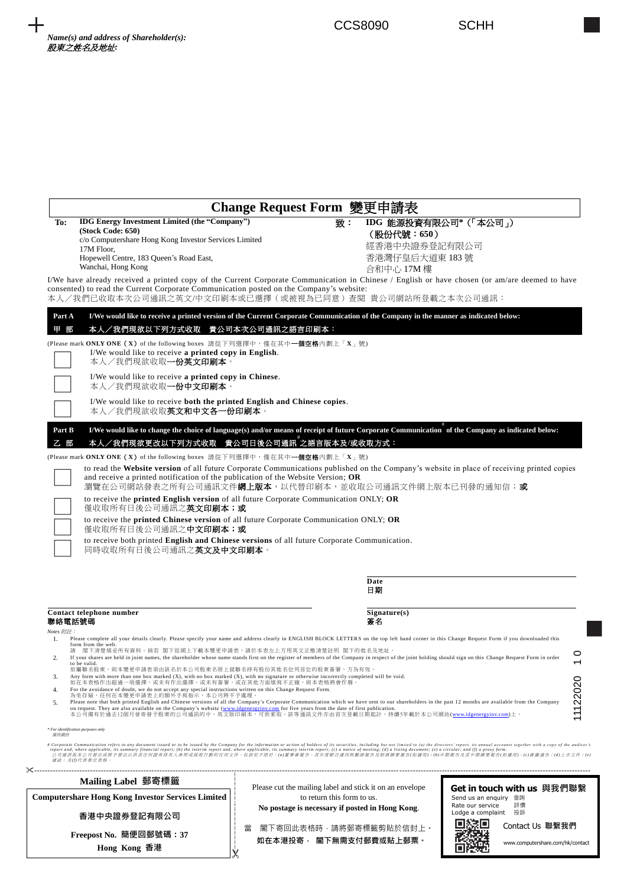CCS8090 SCHH

*Name(s) and address of Shareholder(s):*
*股東之姓名及地址:*

# Change Request Form 變更申請表

**To: IDG Energy Investment Limited (the "Company")**
**(Stock Code: 650)**
c/o Computershare Hong Kong Investor Services Limited
17M Floor,
Hopewell Centre, 183 Queen's Road East,
Wanchai, Hong Kong

**致： IDG 能源投資有限公司*（「本公司」）**
**（股份代號：650）**
經香港中央證券登記有限公司
香港灣仔皇后大道東 183 號
合和中心 17M 樓

I/We have already received a printed copy of the Current Corporate Communication in Chinese / English or have chosen (or am/are deemed to have consented) to read the Current Corporate Communication posted on the Company's website:
本人／我們已收取本次公司通訊之英文/中文印刷本或已選擇（或被視為已同意）查閱 貴公司網站所登載之本次公司通訊：

**Part A I/We would like to receive a printed version of the Current Corporate Communication of the Company in the manner as indicated below:**
**甲 部 本人／我們現欲以下列方式收取 貴公司本次公司通訊之語言印刷本：**

(Please mark **ONLY ONE** (**X**) of the following boxes 請從下列選擇中，僅在其中**一個空格**內劃上「**X**」號)

- ☐ I/We would like to receive **a printed copy in English**.
  本人／我們現欲收取**一份英文印刷本**。
- ☐ I/We would like to receive **a printed copy in Chinese**.
  本人／我們現欲收取**一份中文印刷本**。
- ☐ I/We would like to receive **both the printed English and Chinese copies**.
  本人／我們現欲收取**英文和中文各一份印刷本**。

**Part B I/We would like to change the choice of language(s) and/or means of receipt of future Corporate Communication# of the Company as indicated below:**
**乙 部 本人／我們現欲更改以下列方式收取 貴公司日後公司通訊#之語言版本及/或收取方式：**

(Please mark **ONLY ONE** (**X**) of the following boxes 請從下列選擇中，僅在其中**一個空格**內劃上「**X**」號)

- ☐ to read the **Website version** of all future Corporate Communications published on the Company's website in place of receiving printed copies and receive a printed notification of the publication of the Website Version; **OR**
  瀏覽在公司網站發表之所有公司通訊文件**網上版本**，以代替印刷本，並收取公司通訊文件網上版本已刊發的通知信；**或**
- ☐ to receive the **printed English version** of all future Corporate Communication ONLY; **OR**
  僅收取所有日後公司通訊之**英文印刷本；或**
- ☐ to receive the **printed Chinese version** of all future Corporate Communication ONLY; **OR**
  僅收取所有日後公司通訊之**中文印刷本；或**
- ☐ to receive both printed **English and Chinese versions** of all future Corporate Communication.
  同時收取所有日後公司通訊之**英文及中文印刷本**。

**Date 日期** ____________________

**Contact telephone number 聯絡電話號碼** ____________________

**Signature(s) 簽名** ____________________

*Notes 附註：*

1. Please complete all your details clearly. Please specify your name and address clearly in ENGLISH BLOCK LETTERS on the top left hand corner in this Change Request Form if you downloaded this form from the web.
   請 閣下清楚填妥所有資料。倘若 閣下從網上下載本變更申請表，請於本表左上方用英文正楷清楚註明 閣下的姓名及地址。
2. If your shares are held in joint names, the shareholder whose name stands first on the register of members of the Company in respect of the joint holding should sign on this Change Request Form in order to be valid.
   如屬聯名股東，則本變更申請表須由該名於本公司股東名冊上就聯名持有股份其姓名位列首位的股東簽署，方為有效。
3. Any form with more than one box marked (X), with no box marked (X), with no signature or otherwise incorrectly completed will be void.
   如在本表格作出超過一項選擇、或未有作出選擇、或未有簽署、或在其他方面填寫不正確，則本表格將會作廢。
4. For the avoidance of doubt, we do not accept any special instructions written on this Change Request Form.
   為免存疑，任何在本變更申請表上的額外手寫指示，本公司將不予處理。
5. Please note that both printed English and Chinese versions of all the Company's Corporate Communication which we have sent to our shareholders in the past 12 months are available from the Company on request. They are also available on the Company's website (www.idgenergyinv.com) for five years from the date of first publication.
   本公司備有於過去12個月曾寄發予股東的公司通訊的中、英文版印刷本，可供索取。該等通訊文件亦由首次登載日期起計，持續5年載於本公司網站(www.idgenergyinv.com)上。

\* For identification purposes only
僅供識別

# Corporate Communication refers to any document issued or to be issued by the Company for the information or action of holders of its securities, including but not limited to (a) the directors' report, its annual accounts together with a copy of the auditor's report and, where applicable, its summary financial report; (b) the interim report and, where applicable, its summary interim report; (c) a notice of meeting; (d) a listing document; (e) a circular; and (f) a proxy form.
公司通訊指本公司發出或將予發出以供其任何證券持有人參照或採取行動的任何文件，包括但不限於：(a)董事會報告、其年度帳目連同核數師報告及財務摘要報告(如適用)；(b)中期報告及其中期摘要報告(如適用)；(c)會議通告；(d)上市文件；(e)通函；及(f)代表委任表格。

11122020 1 0

**Mailing Label 郵寄標籤**

**Computershare Hong Kong Investor Services Limited**
**香港中央證券登記有限公司**
**Freepost No. 簡便回郵號碼：37**
**Hong Kong 香港**

Please cut the mailing label and stick it on an envelope to return this form to us.
**No postage is necessary if posted in Hong Kong.**

當 閣下寄回此表格時，請將郵寄標籤剪貼於信封上。
**如在本港投寄， 閣下無需支付郵費或貼上郵票。**

**Get in touch with us 與我們聯繫**
Send us an enquiry 查詢
Rate our service 評價
Lodge a complaint 投訴
Contact Us 聯繫我們
www.computershare.com/hk/contact